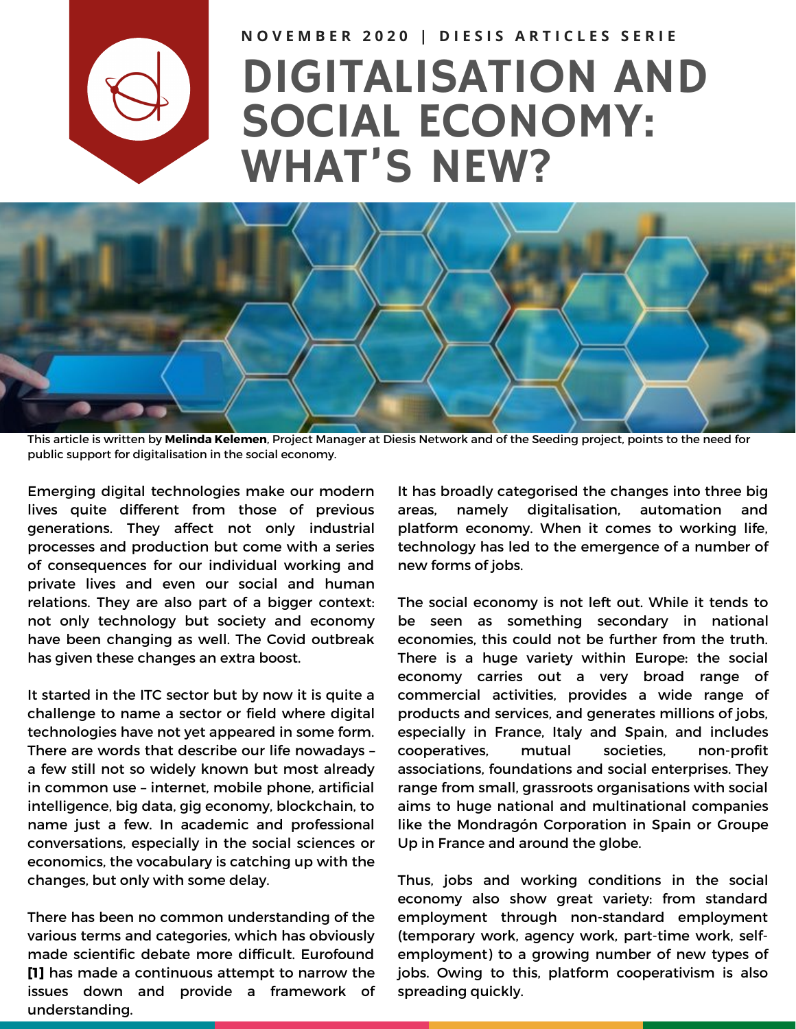NOVEMBER 2020 | DIESIS ARTICLES SERIE

# DIGITALISATION AND SOCIAL ECONOMY: WHAT'S NEW?

This article is written by **Melinda Kelemen**, Project Manager at Diesis Network and of the Seeding project, points to the need for public support for digitalisation in the social economy.

Emerging digital technologies make our modern lives quite different from those of previous generations. They affect not only industrial processes and production but come with a series of consequences for our individual working and private lives and even our social and human relations. They are also part of a bigger context: not only technology but society and economy have been changing as well. The Covid outbreak has given these changes an extra boost.

It started in the ITC sector but by now it is quite a challenge to name a sector or field where digital technologies have not yet appeared in some form. There are words that describe our life nowadays – a few still not so widely known but most already in common use – internet, mobile phone, artificial intelligence, big data, gig economy, blockchain, to name just a few. In academic and professional conversations, especially in the social sciences or economics, the vocabulary is catching up with the changes, but only with some delay.

There has been no common understanding of the various terms and categories, which has obviously made scientific debate more difficult. Eurofound **[1]** has made a continuous attempt to narrow the issues down and provide a framework of understanding. It has broadly categorised the changes into three big areas, namely digitalisation, automation and platform economy. When it comes to working life, technology has led to the emergence of a number of new forms of jobs.

The social economy is not left out. While it tends to be seen as something secondary in national economies, this could not be further from the truth. There is a huge variety within Europe: the social economy carries out a very broad range of commercial activities, provides a wide range of products and services, and generates millions of jobs, especially in France, Italy and Spain, and includes cooperatives, mutual societies, non-profit associations, foundations and social enterprises. They range from small, grassroots organisations with social aims to huge national and multinational companies like the Mondragón Corporation in Spain or Groupe Up in France and around the globe.

Thus, jobs and working conditions in the social economy also show great variety: from standard employment through non-standard employment (temporary work, agency work, part-time work, self-employment) to a growing number of new types of jobs. Owing to this, platform cooperativism is also spreading quickly.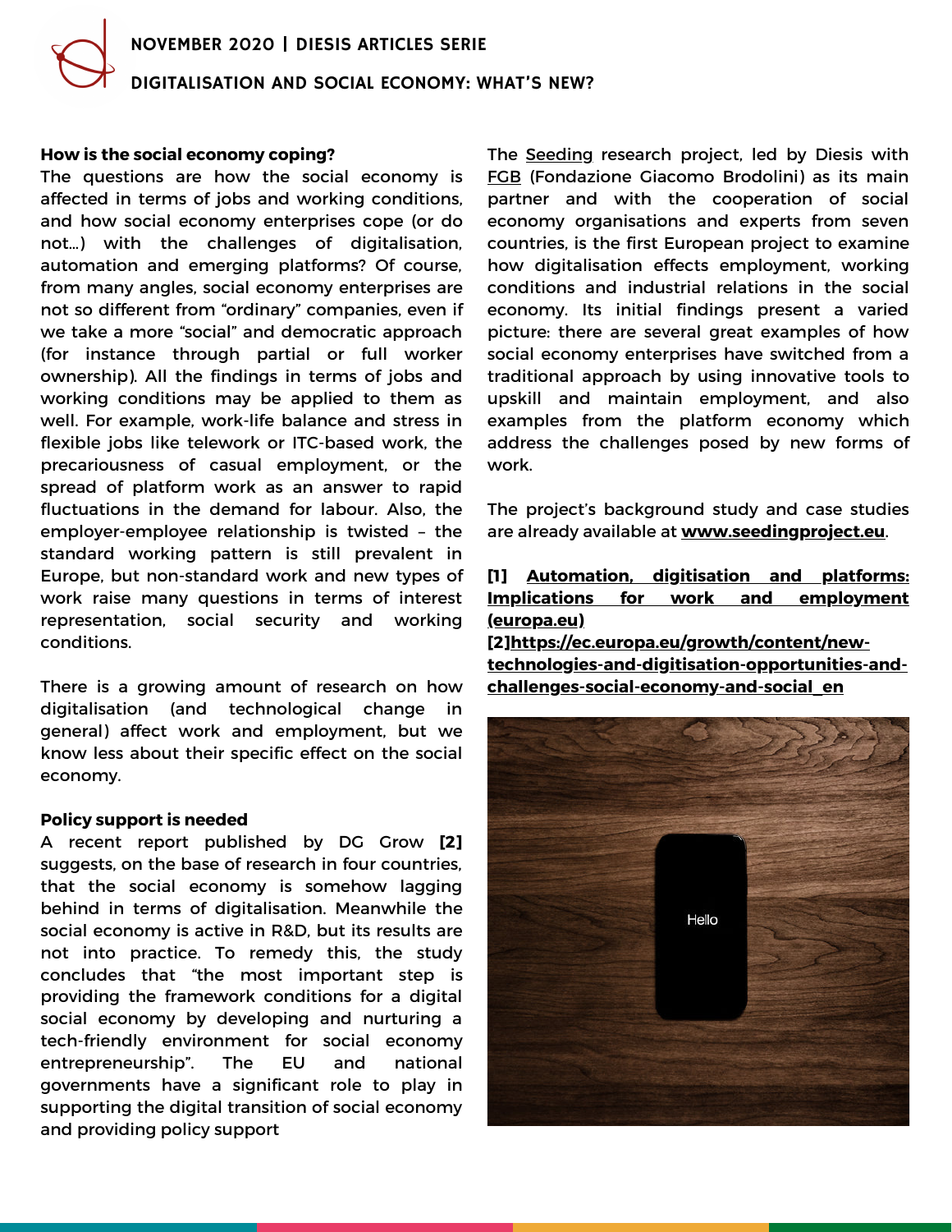## How is the social economy coping?

The questions are how the social economy is affected in terms of jobs and working conditions, and how social economy enterprises cope (or do not…) with the challenges of digitalisation, automation and emerging platforms? Of course, from many angles, social economy enterprises are not so different from "ordinary" companies, even if we take a more "social" and democratic approach (for instance through partial or full worker ownership). All the findings in terms of jobs and working conditions may be applied to them as well. For example, work-life balance and stress in flexible jobs like telework or ITC-based work, the precariousness of casual employment, or the spread of platform work as an answer to rapid fluctuations in the demand for labour. Also, the employer-employee relationship is twisted – the standard working pattern is still prevalent in Europe, but non-standard work and new types of work raise many questions in terms of interest representation, social security and working conditions.

There is a growing amount of research on how digitalisation (and technological change in general) affect work and employment, but we know less about their specific effect on the social economy.

## Policy support is needed

A recent report published by DG Grow **[2]** suggests, on the base of research in four countries, that the social economy is somehow lagging behind in terms of digitalisation. Meanwhile the social economy is active in R&D, but its results are not into practice. To remedy this, the study concludes that "the most important step is providing the framework conditions for a digital social economy by developing and nurturing a tech-friendly environment for social economy entrepreneurship". The EU and national governments have a significant role to play in supporting the digital transition of social economy and providing policy support

The Seeding research project, led by Diesis with FGB (Fondazione Giacomo Brodolini) as its main partner and with the cooperation of social economy organisations and experts from seven countries, is the first European project to examine how digitalisation effects employment, working conditions and industrial relations in the social economy. Its initial findings present a varied picture: there are several great examples of how social economy enterprises have switched from a traditional approach by using innovative tools to upskill and maintain employment, and also examples from the platform economy which address the challenges posed by new forms of work.

The project's background study and case studies are already available at **www.seedingproject.eu**.

**[1] Automation, digitisation and platforms: Implications for work and employment (europa.eu)**

**[2]https://ec.europa.eu/growth/content/new-technologies-and-digitisation-opportunities-and-challenges-social-economy-and-social_en**